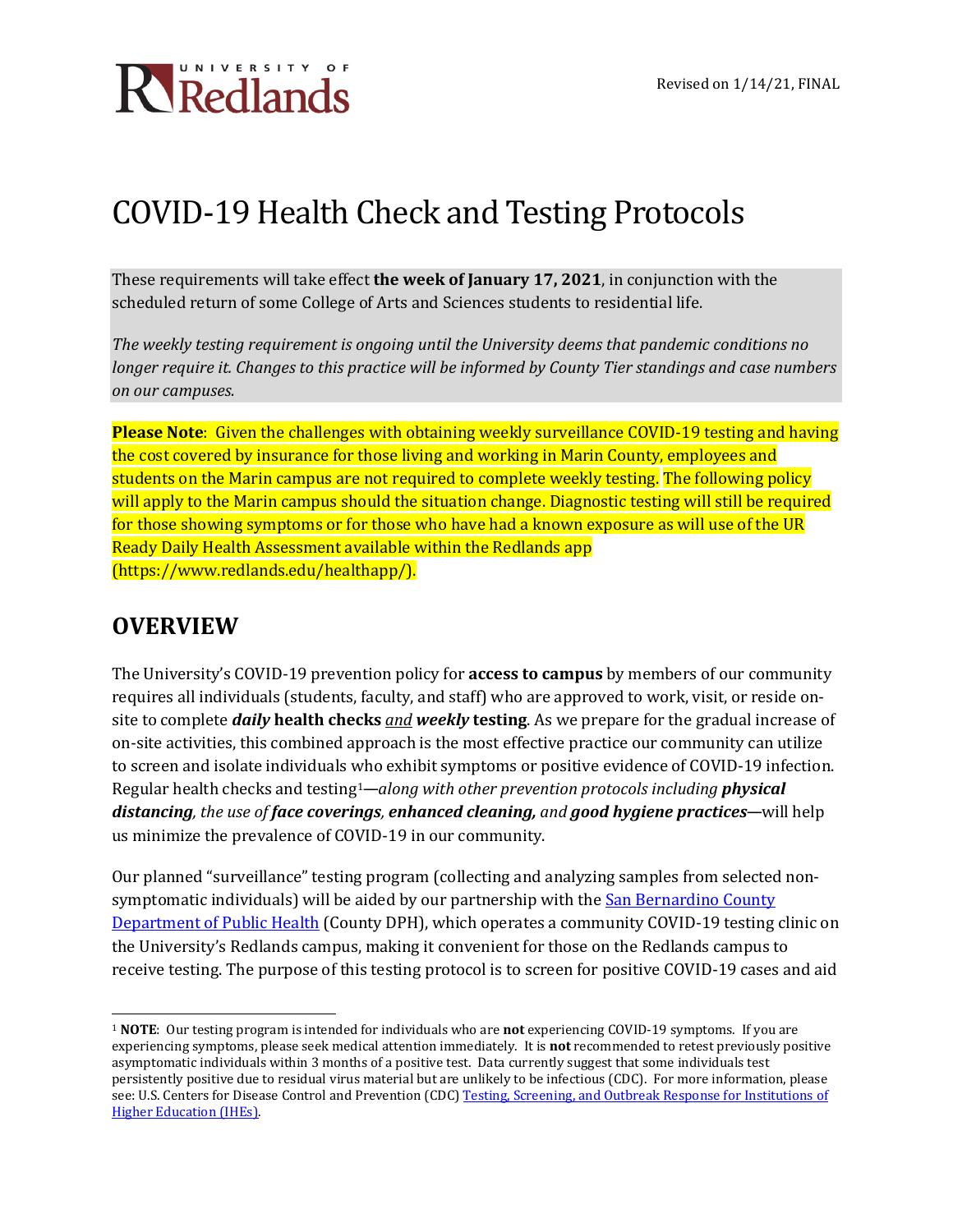Revised on 1/14/21, FINAL

# COVID-19 Health Check and Testing Protocols

These requirements will take effect **the week of January 17, 2021**, in conjunction with the scheduled return of some College of Arts and Sciences students to residential life.

*The weekly testing requirement is ongoing until the University deems that pandemic conditions no longer require it. Changes to this practice will be informed by County Tier standings and case numbers on our campuses.*

**Please Note**: Given the challenges with obtaining weekly surveillance COVID-19 testing and having the cost covered by insurance for those living and working in Marin County, employees and students on the Marin campus are not required to complete weekly testing. The following policy will apply to the Marin campus should the situation change. Diagnostic testing will still be required for those showing symptoms or for those who have had a known exposure as will use of the UR Ready Daily Health Assessment available within the Redlands app (https://www.redlands.edu/healthapp/).

## OVERVIEW

The University's COVID-19 prevention policy for **access to campus** by members of our community requires all individuals (students, faculty, and staff) who are approved to work, visit, or reside on-site to complete ***daily*** **health checks** *and* ***weekly*** **testing**. As we prepare for the gradual increase of on-site activities, this combined approach is the most effective practice our community can utilize to screen and isolate individuals who exhibit symptoms or positive evidence of COVID-19 infection. Regular health checks and testing[1]—*along with other prevention protocols including* ***physical distancing****, the use of* ***face coverings****,* ***enhanced cleaning,*** *and* ***good hygiene practices***—will help us minimize the prevalence of COVID-19 in our community.

Our planned "surveillance" testing program (collecting and analyzing samples from selected non-symptomatic individuals) will be aided by our partnership with the San Bernardino County Department of Public Health (County DPH), which operates a community COVID-19 testing clinic on the University's Redlands campus, making it convenient for those on the Redlands campus to receive testing. The purpose of this testing protocol is to screen for positive COVID-19 cases and aid

---

[1] **NOTE**: Our testing program is intended for individuals who are **not** experiencing COVID-19 symptoms. If you are experiencing symptoms, please seek medical attention immediately. It is **not** recommended to retest previously positive asymptomatic individuals within 3 months of a positive test. Data currently suggest that some individuals test persistently positive due to residual virus material but are unlikely to be infectious (CDC). For more information, please see: U.S. Centers for Disease Control and Prevention (CDC) Testing, Screening, and Outbreak Response for Institutions of Higher Education (IHEs).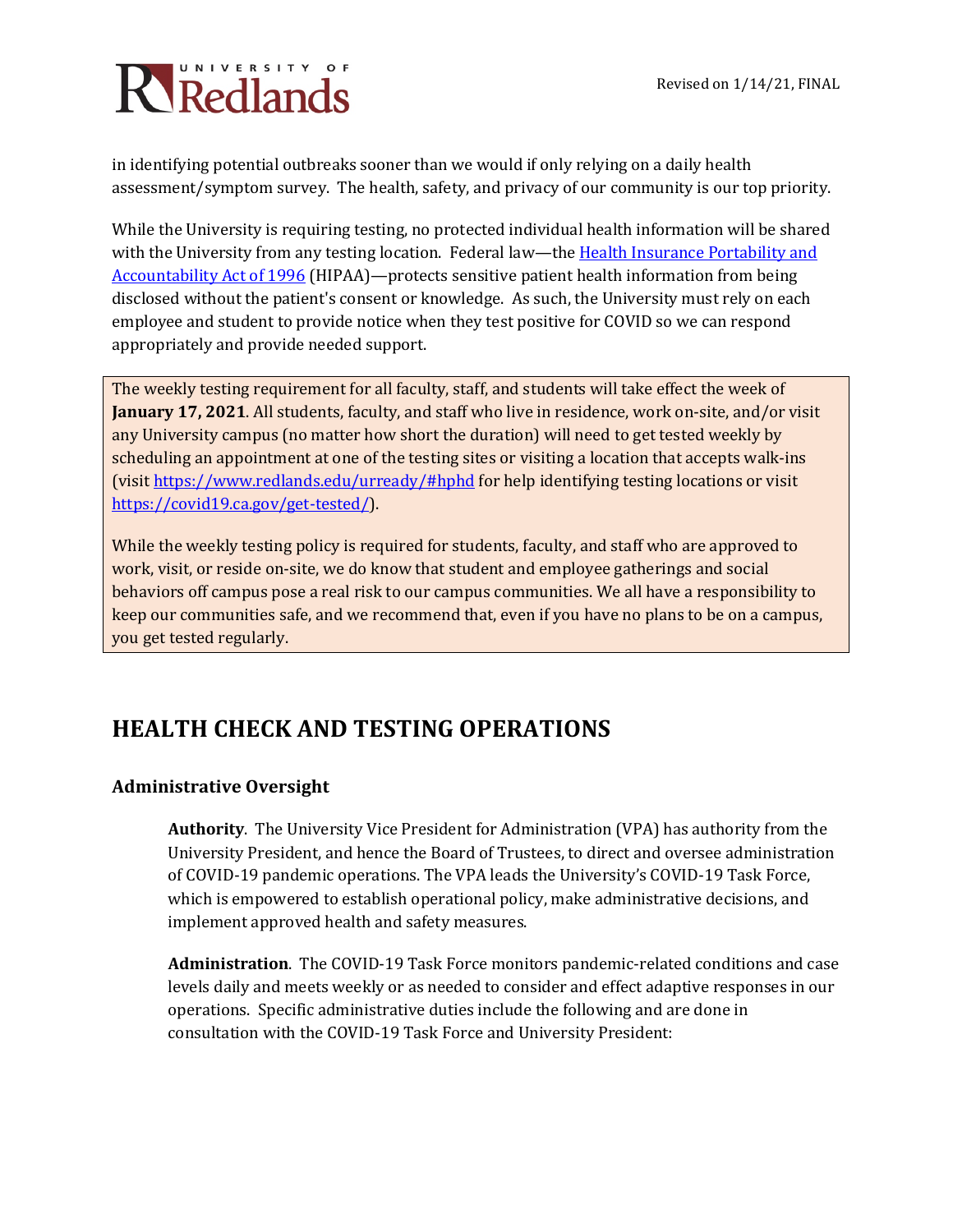in identifying potential outbreaks sooner than we would if only relying on a daily health assessment/symptom survey. The health, safety, and privacy of our community is our top priority.

While the University is requiring testing, no protected individual health information will be shared with the University from any testing location. Federal law—the [Health Insurance Portability and Accountability Act of 1996](#) (HIPAA)—protects sensitive patient health information from being disclosed without the patient's consent or knowledge. As such, the University must rely on each employee and student to provide notice when they test positive for COVID so we can respond appropriately and provide needed support.

The weekly testing requirement for all faculty, staff, and students will take effect the week of **January 17, 2021**. All students, faculty, and staff who live in residence, work on-site, and/or visit any University campus (no matter how short the duration) will need to get tested weekly by scheduling an appointment at one of the testing sites or visiting a location that accepts walk-ins (visit https://www.redlands.edu/urready/#hphd for help identifying testing locations or visit https://covid19.ca.gov/get-tested/).

While the weekly testing policy is required for students, faculty, and staff who are approved to work, visit, or reside on-site, we do know that student and employee gatherings and social behaviors off campus pose a real risk to our campus communities. We all have a responsibility to keep our communities safe, and we recommend that, even if you have no plans to be on a campus, you get tested regularly.

## HEALTH CHECK AND TESTING OPERATIONS

### Administrative Oversight

**Authority**. The University Vice President for Administration (VPA) has authority from the University President, and hence the Board of Trustees, to direct and oversee administration of COVID-19 pandemic operations. The VPA leads the University's COVID-19 Task Force, which is empowered to establish operational policy, make administrative decisions, and implement approved health and safety measures.

**Administration**. The COVID-19 Task Force monitors pandemic-related conditions and case levels daily and meets weekly or as needed to consider and effect adaptive responses in our operations. Specific administrative duties include the following and are done in consultation with the COVID-19 Task Force and University President: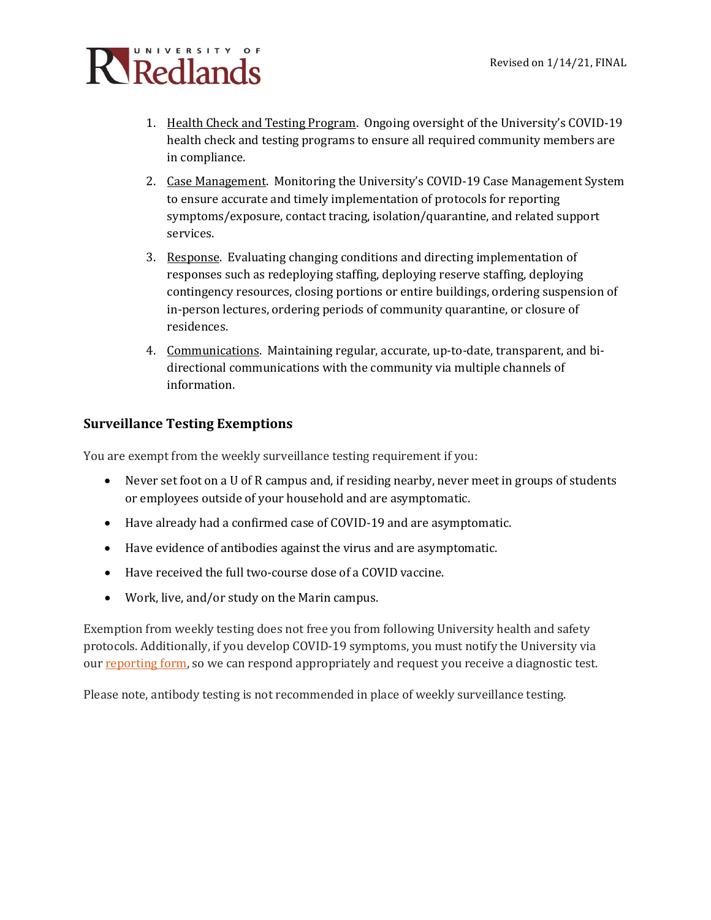1. Health Check and Testing Program. Ongoing oversight of the University's COVID-19 health check and testing programs to ensure all required community members are in compliance.
2. Case Management. Monitoring the University's COVID-19 Case Management System to ensure accurate and timely implementation of protocols for reporting symptoms/exposure, contact tracing, isolation/quarantine, and related support services.
3. Response. Evaluating changing conditions and directing implementation of responses such as redeploying staffing, deploying reserve staffing, deploying contingency resources, closing portions or entire buildings, ordering suspension of in-person lectures, ordering periods of community quarantine, or closure of residences.
4. Communications. Maintaining regular, accurate, up-to-date, transparent, and bi-directional communications with the community via multiple channels of information.

### Surveillance Testing Exemptions

You are exempt from the weekly surveillance testing requirement if you:

- Never set foot on a U of R campus and, if residing nearby, never meet in groups of students or employees outside of your household and are asymptomatic.
- Have already had a confirmed case of COVID-19 and are asymptomatic.
- Have evidence of antibodies against the virus and are asymptomatic.
- Have received the full two-course dose of a COVID vaccine.
- Work, live, and/or study on the Marin campus.

Exemption from weekly testing does not free you from following University health and safety protocols. Additionally, if you develop COVID-19 symptoms, you must notify the University via our reporting form, so we can respond appropriately and request you receive a diagnostic test.

Please note, antibody testing is not recommended in place of weekly surveillance testing.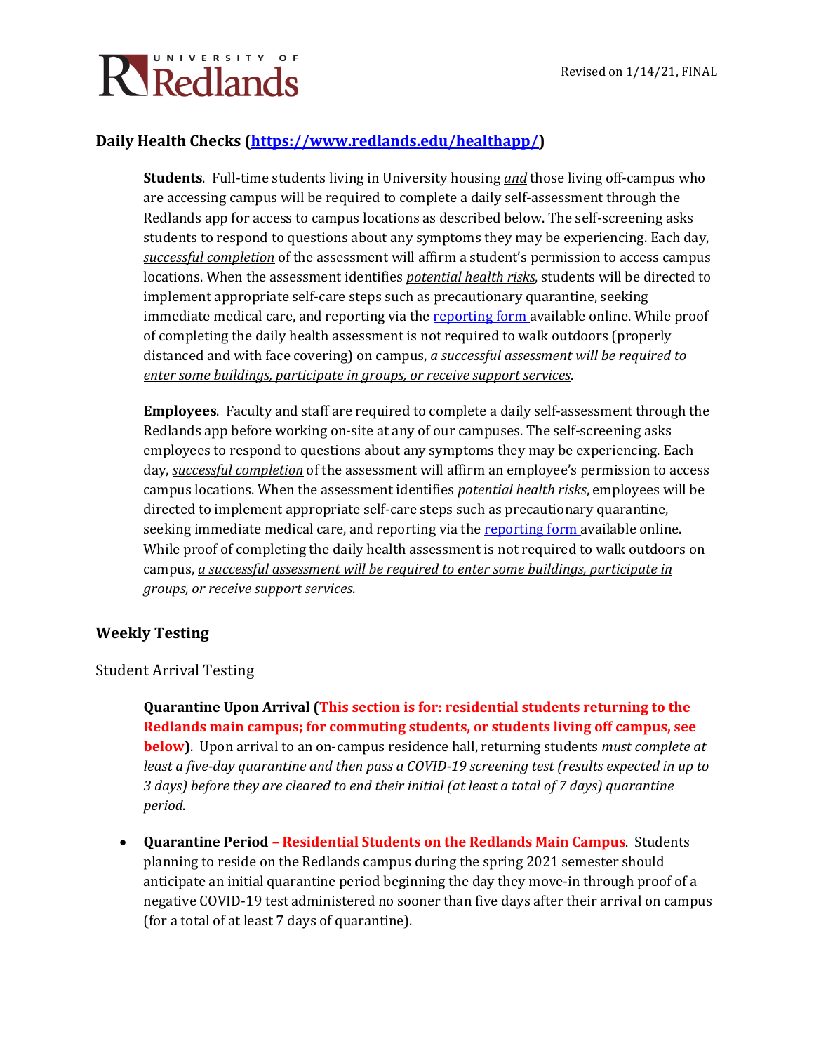## Daily Health Checks ([https://www.redlands.edu/healthapp/](https://www.redlands.edu/healthapp/))

**Students**. Full-time students living in University housing ***and*** those living off-campus who are accessing campus will be required to complete a daily self-assessment through the Redlands app for access to campus locations as described below. The self-screening asks students to respond to questions about any symptoms they may be experiencing. Each day, *successful completion* of the assessment will affirm a student's permission to access campus locations. When the assessment identifies *potential health risks*, students will be directed to implement appropriate self-care steps such as precautionary quarantine, seeking immediate medical care, and reporting via the reporting form available online. While proof of completing the daily health assessment is not required to walk outdoors (properly distanced and with face covering) on campus, *a successful assessment will be required to enter some buildings, participate in groups, or receive support services*.

**Employees**. Faculty and staff are required to complete a daily self-assessment through the Redlands app before working on-site at any of our campuses. The self-screening asks employees to respond to questions about any symptoms they may be experiencing. Each day, *successful completion* of the assessment will affirm an employee's permission to access campus locations. When the assessment identifies *potential health risks*, employees will be directed to implement appropriate self-care steps such as precautionary quarantine, seeking immediate medical care, and reporting via the reporting form available online. While proof of completing the daily health assessment is not required to walk outdoors on campus, *a successful assessment will be required to enter some buildings, participate in groups, or receive support services*.

## Weekly Testing

### Student Arrival Testing

**Quarantine Upon Arrival (This section is for: residential students returning to the Redlands main campus; for commuting students, or students living off campus, see below)**. Upon arrival to an on-campus residence hall, returning students *must complete at least a five-day quarantine and then pass a COVID-19 screening test (results expected in up to 3 days) before they are cleared to end their initial (at least a total of 7 days) quarantine period*.

- **Quarantine Period – Residential Students on the Redlands Main Campus**. Students planning to reside on the Redlands campus during the spring 2021 semester should anticipate an initial quarantine period beginning the day they move-in through proof of a negative COVID-19 test administered no sooner than five days after their arrival on campus (for a total of at least 7 days of quarantine).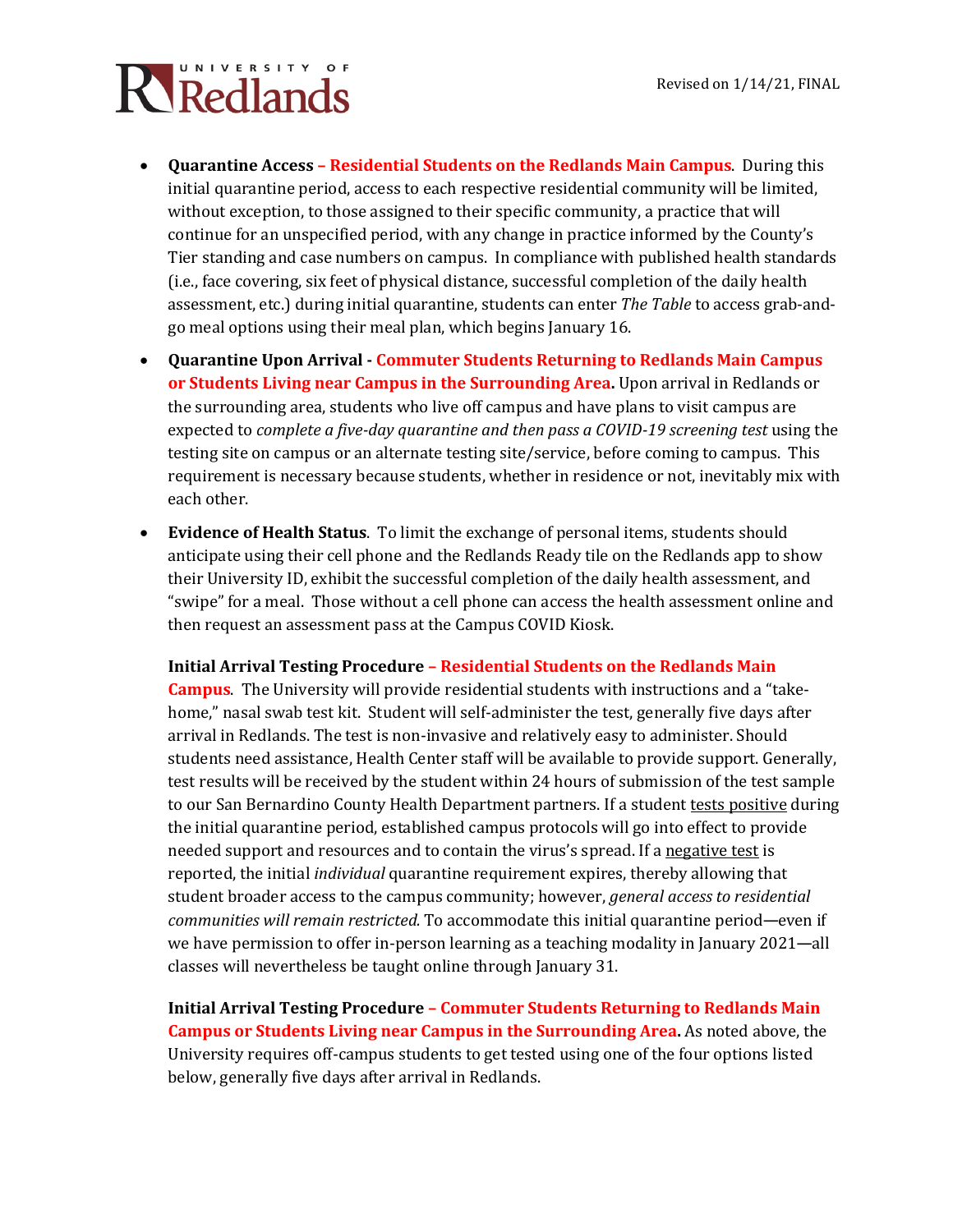- **Quarantine Access – Residential Students on the Redlands Main Campus**. During this initial quarantine period, access to each respective residential community will be limited, without exception, to those assigned to their specific community, a practice that will continue for an unspecified period, with any change in practice informed by the County's Tier standing and case numbers on campus. In compliance with published health standards (i.e., face covering, six feet of physical distance, successful completion of the daily health assessment, etc.) during initial quarantine, students can enter *The Table* to access grab-and-go meal options using their meal plan, which begins January 16.
- **Quarantine Upon Arrival - Commuter Students Returning to Redlands Main Campus or Students Living near Campus in the Surrounding Area.** Upon arrival in Redlands or the surrounding area, students who live off campus and have plans to visit campus are expected to *complete a five-day quarantine and then pass a COVID-19 screening test* using the testing site on campus or an alternate testing site/service, before coming to campus. This requirement is necessary because students, whether in residence or not, inevitably mix with each other.
- **Evidence of Health Status**. To limit the exchange of personal items, students should anticipate using their cell phone and the Redlands Ready tile on the Redlands app to show their University ID, exhibit the successful completion of the daily health assessment, and "swipe" for a meal. Those without a cell phone can access the health assessment online and then request an assessment pass at the Campus COVID Kiosk.

**Initial Arrival Testing Procedure – Residential Students on the Redlands Main Campus**. The University will provide residential students with instructions and a "take-home," nasal swab test kit. Student will self-administer the test, generally five days after arrival in Redlands. The test is non-invasive and relatively easy to administer. Should students need assistance, Health Center staff will be available to provide support. Generally, test results will be received by the student within 24 hours of submission of the test sample to our San Bernardino County Health Department partners. If a student tests positive during the initial quarantine period, established campus protocols will go into effect to provide needed support and resources and to contain the virus's spread. If a negative test is reported, the initial *individual* quarantine requirement expires, thereby allowing that student broader access to the campus community; however, *general access to residential communities will remain restricted.* To accommodate this initial quarantine period—even if we have permission to offer in-person learning as a teaching modality in January 2021—all classes will nevertheless be taught online through January 31.

**Initial Arrival Testing Procedure – Commuter Students Returning to Redlands Main Campus or Students Living near Campus in the Surrounding Area.** As noted above, the University requires off-campus students to get tested using one of the four options listed below, generally five days after arrival in Redlands.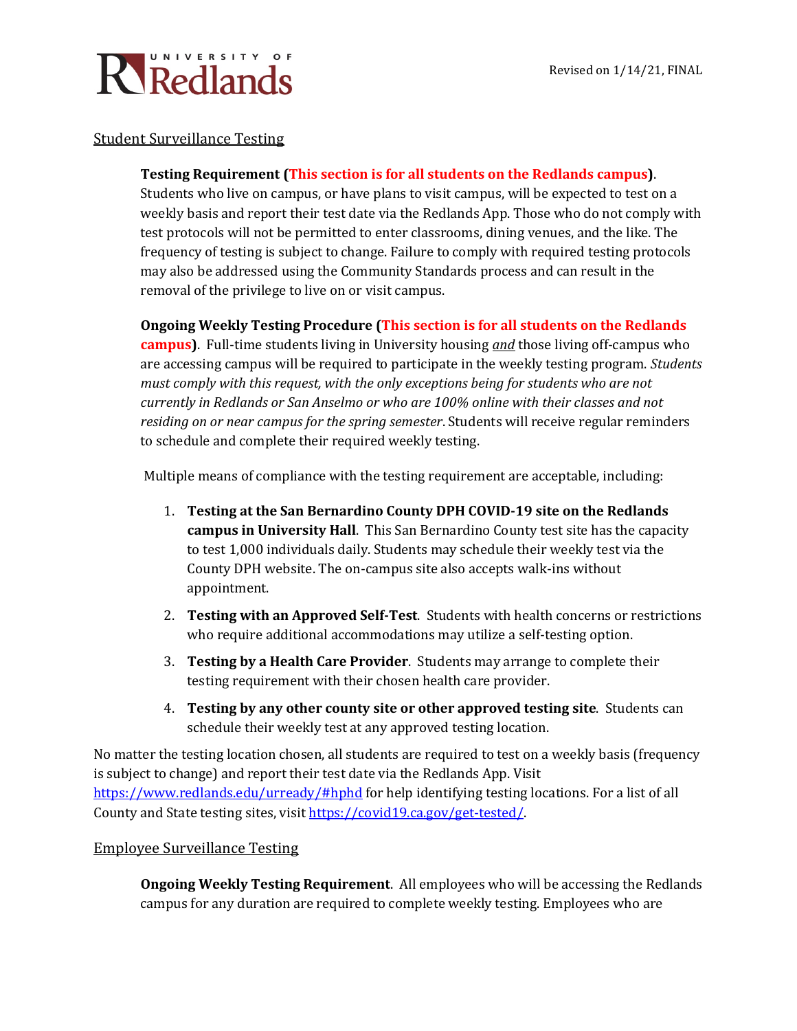Revised on 1/14/21, FINAL

## Student Surveillance Testing

**Testing Requirement (This section is for all students on the Redlands campus)**. Students who live on campus, or have plans to visit campus, will be expected to test on a weekly basis and report their test date via the Redlands App. Those who do not comply with test protocols will not be permitted to enter classrooms, dining venues, and the like. The frequency of testing is subject to change. Failure to comply with required testing protocols may also be addressed using the Community Standards process and can result in the removal of the privilege to live on or visit campus.

**Ongoing Weekly Testing Procedure (This section is for all students on the Redlands campus)**. Full-time students living in University housing *and* those living off-campus who are accessing campus will be required to participate in the weekly testing program. *Students must comply with this request, with the only exceptions being for students who are not currently in Redlands or San Anselmo or who are 100% online with their classes and not residing on or near campus for the spring semester.* Students will receive regular reminders to schedule and complete their required weekly testing.

Multiple means of compliance with the testing requirement are acceptable, including:

1. **Testing at the San Bernardino County DPH COVID-19 site on the Redlands campus in University Hall**. This San Bernardino County test site has the capacity to test 1,000 individuals daily. Students may schedule their weekly test via the County DPH website. The on-campus site also accepts walk-ins without appointment.
2. **Testing with an Approved Self-Test**. Students with health concerns or restrictions who require additional accommodations may utilize a self-testing option.
3. **Testing by a Health Care Provider**. Students may arrange to complete their testing requirement with their chosen health care provider.
4. **Testing by any other county site or other approved testing site**. Students can schedule their weekly test at any approved testing location.

No matter the testing location chosen, all students are required to test on a weekly basis (frequency is subject to change) and report their test date via the Redlands App. Visit https://www.redlands.edu/urready/#hphd for help identifying testing locations. For a list of all County and State testing sites, visit https://covid19.ca.gov/get-tested/.

## Employee Surveillance Testing

**Ongoing Weekly Testing Requirement**. All employees who will be accessing the Redlands campus for any duration are required to complete weekly testing. Employees who are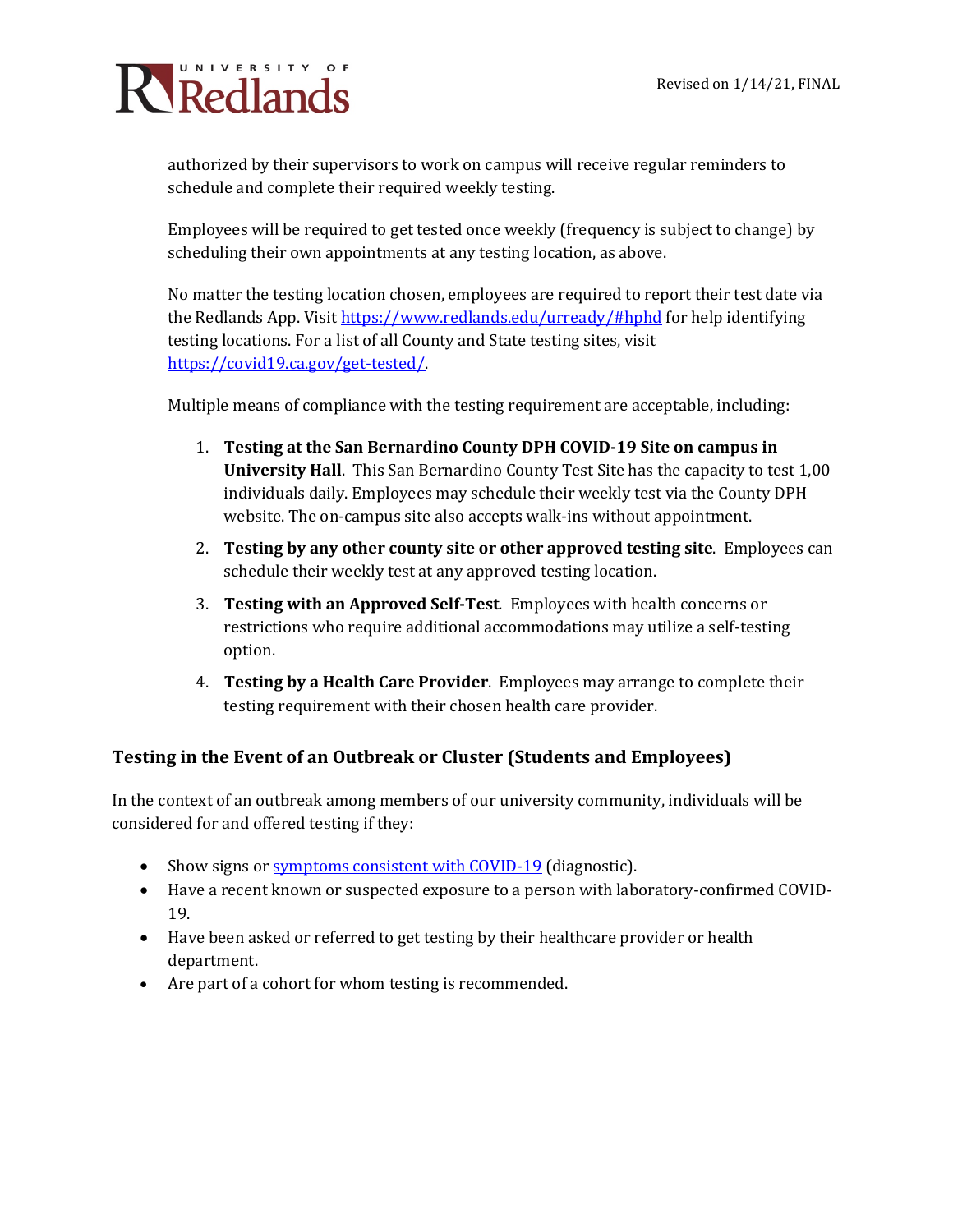authorized by their supervisors to work on campus will receive regular reminders to schedule and complete their required weekly testing.

Employees will be required to get tested once weekly (frequency is subject to change) by scheduling their own appointments at any testing location, as above.

No matter the testing location chosen, employees are required to report their test date via the Redlands App. Visit [https://www.redlands.edu/urready/#hphd](https://www.redlands.edu/urready/#hphd) for help identifying testing locations. For a list of all County and State testing sites, visit [https://covid19.ca.gov/get-tested/](https://covid19.ca.gov/get-tested/).

Multiple means of compliance with the testing requirement are acceptable, including:

1. **Testing at the San Bernardino County DPH COVID-19 Site on campus in University Hall**. This San Bernardino County Test Site has the capacity to test 1,00 individuals daily. Employees may schedule their weekly test via the County DPH website. The on-campus site also accepts walk-ins without appointment.
2. **Testing by any other county site or other approved testing site**. Employees can schedule their weekly test at any approved testing location.
3. **Testing with an Approved Self-Test**. Employees with health concerns or restrictions who require additional accommodations may utilize a self-testing option.
4. **Testing by a Health Care Provider**. Employees may arrange to complete their testing requirement with their chosen health care provider.

### Testing in the Event of an Outbreak or Cluster (Students and Employees)

In the context of an outbreak among members of our university community, individuals will be considered for and offered testing if they:

- Show signs or symptoms consistent with COVID-19 (diagnostic).
- Have a recent known or suspected exposure to a person with laboratory-confirmed COVID-19.
- Have been asked or referred to get testing by their healthcare provider or health department.
- Are part of a cohort for whom testing is recommended.